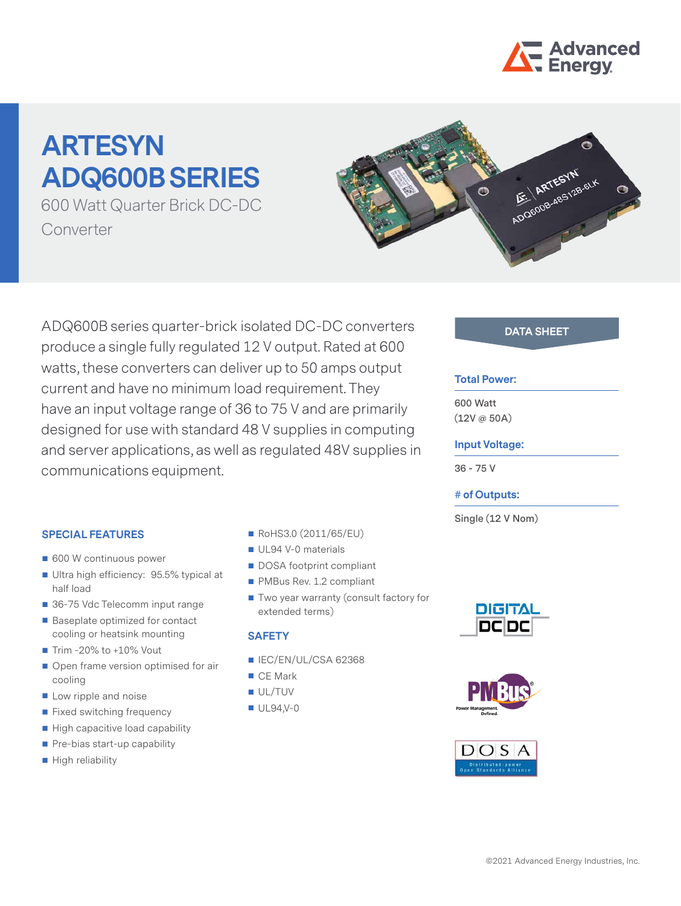# ARTESYN ADQ600B SERIES

600 Watt Quarter Brick DC-DC Converter

ADQ600B series quarter-brick isolated DC-DC converters produce a single fully regulated 12 V output. Rated at 600 watts, these converters can deliver up to 50 amps output current and have no minimum load requirement. They have an input voltage range of 36 to 75 V and are primarily designed for use with standard 48 V supplies in computing and server applications, as well as regulated 48V supplies in communications equipment.

## SPECIAL FEATURES

- 600 W continuous power
- Ultra high efficiency: 95.5% typical at half load
- 36-75 Vdc Telecomm input range
- Baseplate optimized for contact cooling or heatsink mounting
- Trim -20% to +10% Vout
- Open frame version optimised for air cooling
- Low ripple and noise
- Fixed switching frequency
- High capacitive load capability
- Pre-bias start-up capability
- High reliability
- RoHS3.0 (2011/65/EU)
- UL94 V-0 materials
- DOSA footprint compliant
- PMBus Rev. 1.2 compliant
- Two year warranty (consult factory for extended terms)

## SAFETY

- IEC/EN/UL/CSA 62368
- CE Mark
- UL/TUV
- UL94,V-0

## DATA SHEET

**Total Power:**

600 Watt
(12V @ 50A)

**Input Voltage:**

36 - 75 V

**# of Outputs:**

Single (12 V Nom)

©2021 Advanced Energy Industries, Inc.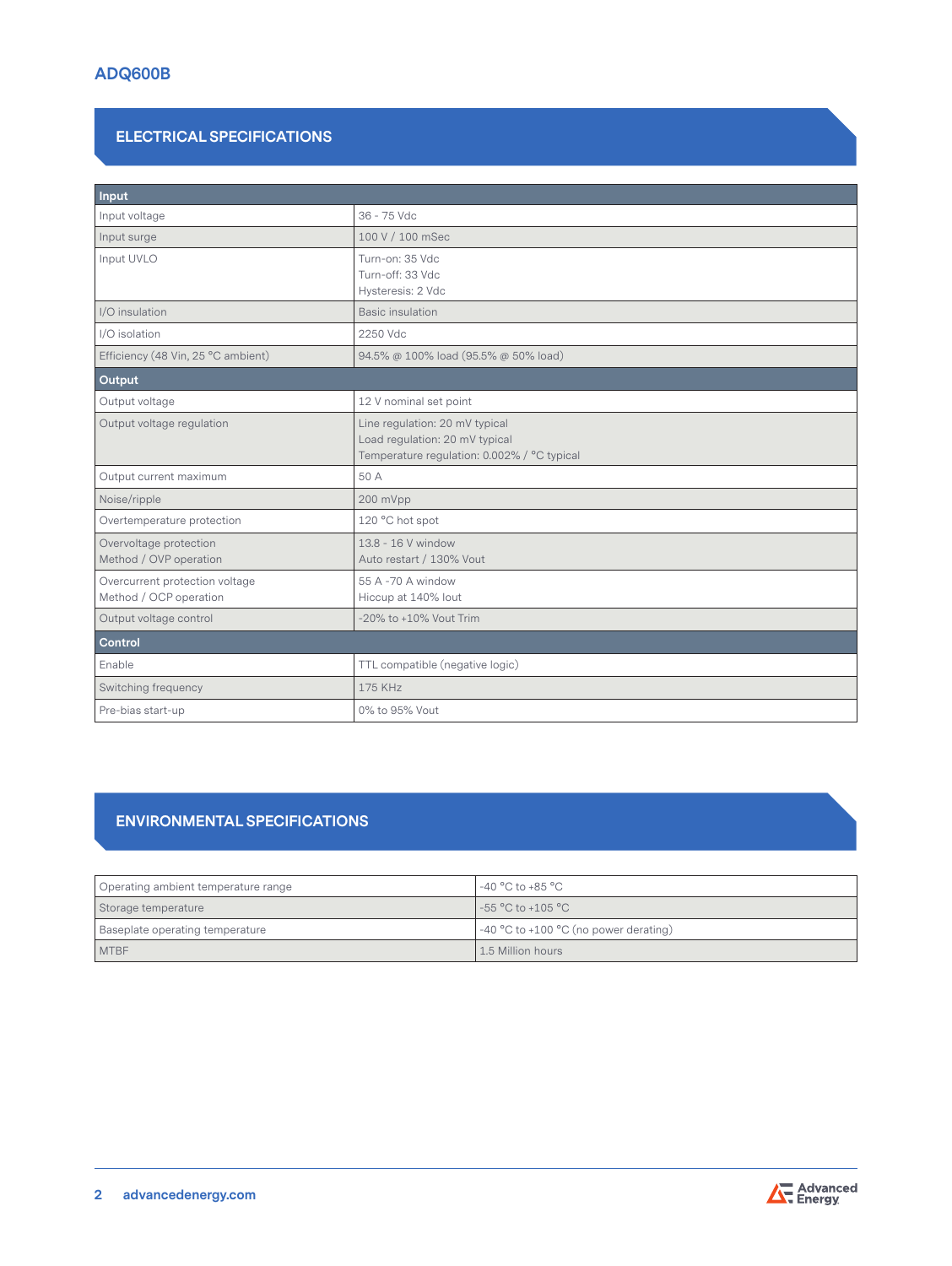ADQ600B

## ELECTRICAL SPECIFICATIONS

| Input | |
|---|---|
| Input voltage | 36 - 75 Vdc |
| Input surge | 100 V / 100 mSec |
| Input UVLO | Turn-on: 35 Vdc<br>Turn-off: 33 Vdc<br>Hysteresis: 2 Vdc |
| I/O insulation | Basic insulation |
| I/O isolation | 2250 Vdc |
| Efficiency (48 Vin, 25 °C ambient) | 94.5% @ 100% load (95.5% @ 50% load) |
| **Output** | |
| Output voltage | 12 V nominal set point |
| Output voltage regulation | Line regulation: 20 mV typical<br>Load regulation: 20 mV typical<br>Temperature regulation: 0.002% / °C typical |
| Output current maximum | 50 A |
| Noise/ripple | 200 mVpp |
| Overtemperature protection | 120 °C hot spot |
| Overvoltage protection<br>Method / OVP operation | 13.8 - 16 V window<br>Auto restart / 130% Vout |
| Overcurrent protection voltage<br>Method / OCP operation | 55 A -70 A window<br>Hiccup at 140% Iout |
| Output voltage control | -20% to +10% Vout Trim |
| **Control** | |
| Enable | TTL compatible (negative logic) |
| Switching frequency | 175 KHz |
| Pre-bias start-up | 0% to 95% Vout |

## ENVIRONMENTAL SPECIFICATIONS

| | |
|---|---|
| Operating ambient temperature range | -40 °C to +85 °C |
| Storage temperature | -55 °C to +105 °C |
| Baseplate operating temperature | -40 °C to +100 °C (no power derating) |
| MTBF | 1.5 Million hours |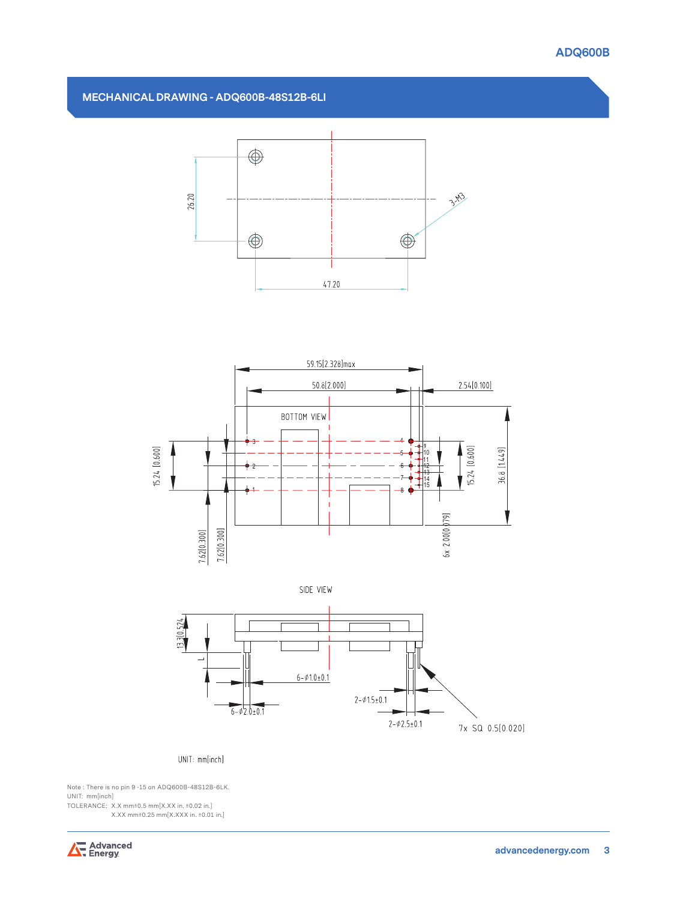## MECHANICAL DRAWING - ADQ600B-48S12B-6LI

26.20

3-M3

47.20

59.15[2.328]max

50.8[2.000]

2.54[0.100]

BOTTOM VIEW

15.24 [0.600]

15.24 [0.600]

36.8 [1.449]

7.62[0.300]

7.62[0.300]

6x 2.00[0.079]

SIDE VIEW

13.3[0.524]

L

6-Ø1.0±0.1

6-Ø2.0±0.1

2-Ø1.5±0.1

2-Ø2.5±0.1

7x SQ 0.5[0.020]

UNIT: mm[inch]

Note : There is no pin 9 -15 on ADQ600B-48S12B-6LK.
UNIT: mm[inch]
TOLERANCE: X.X mm±0.5 mm[X.XX in. ±0.02 in.]
X.XX mm±0.25 mm[X.XXX in. ±0.01 in.]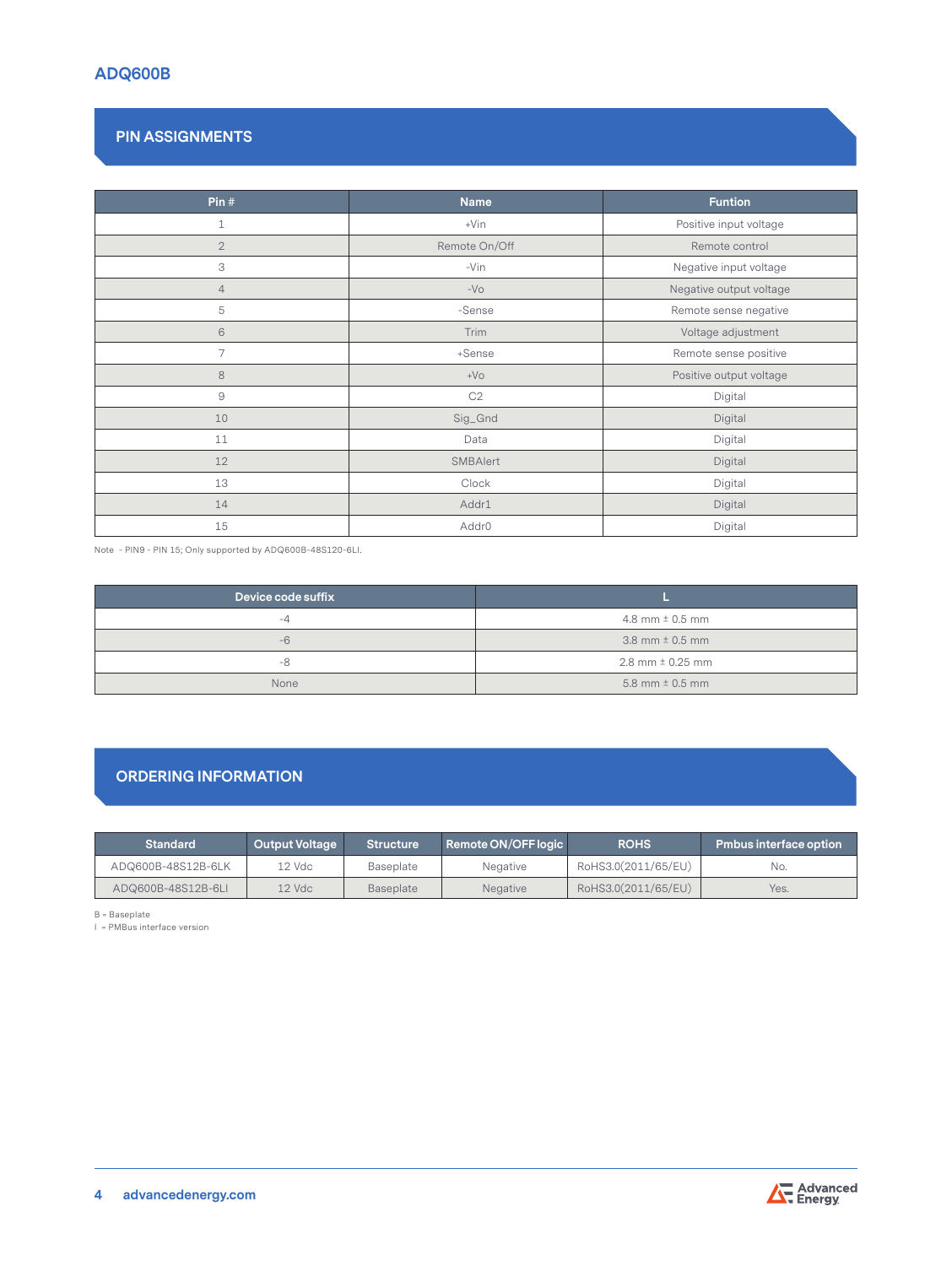## PIN ASSIGNMENTS

| Pin # | Name | Funtion |
|---|---|---|
| 1 | +Vin | Positive input voltage |
| 2 | Remote On/Off | Remote control |
| 3 | -Vin | Negative input voltage |
| 4 | -Vo | Negative output voltage |
| 5 | -Sense | Remote sense negative |
| 6 | Trim | Voltage adjustment |
| 7 | +Sense | Remote sense positive |
| 8 | +Vo | Positive output voltage |
| 9 | C2 | Digital |
| 10 | Sig_Gnd | Digital |
| 11 | Data | Digital |
| 12 | SMBAlert | Digital |
| 13 | Clock | Digital |
| 14 | Addr1 | Digital |
| 15 | Addr0 | Digital |

Note - PIN9 - PIN 15; Only supported by ADQ600B-48S120-6LI.

| Device code suffix | L |
|---|---|
| -4 | 4.8 mm ± 0.5 mm |
| -6 | 3.8 mm ± 0.5 mm |
| -8 | 2.8 mm ± 0.25 mm |
| None | 5.8 mm ± 0.5 mm |

## ORDERING INFORMATION

| Standard | Output Voltage | Structure | Remote ON/OFF logic | ROHS | Pmbus interface option |
|---|---|---|---|---|---|
| ADQ600B-48S12B-6LK | 12 Vdc | Baseplate | Negative | RoHS3.0(2011/65/EU) | No. |
| ADQ600B-48S12B-6LI | 12 Vdc | Baseplate | Negative | RoHS3.0(2011/65/EU) | Yes. |

B = Baseplate
I = PMBus interface version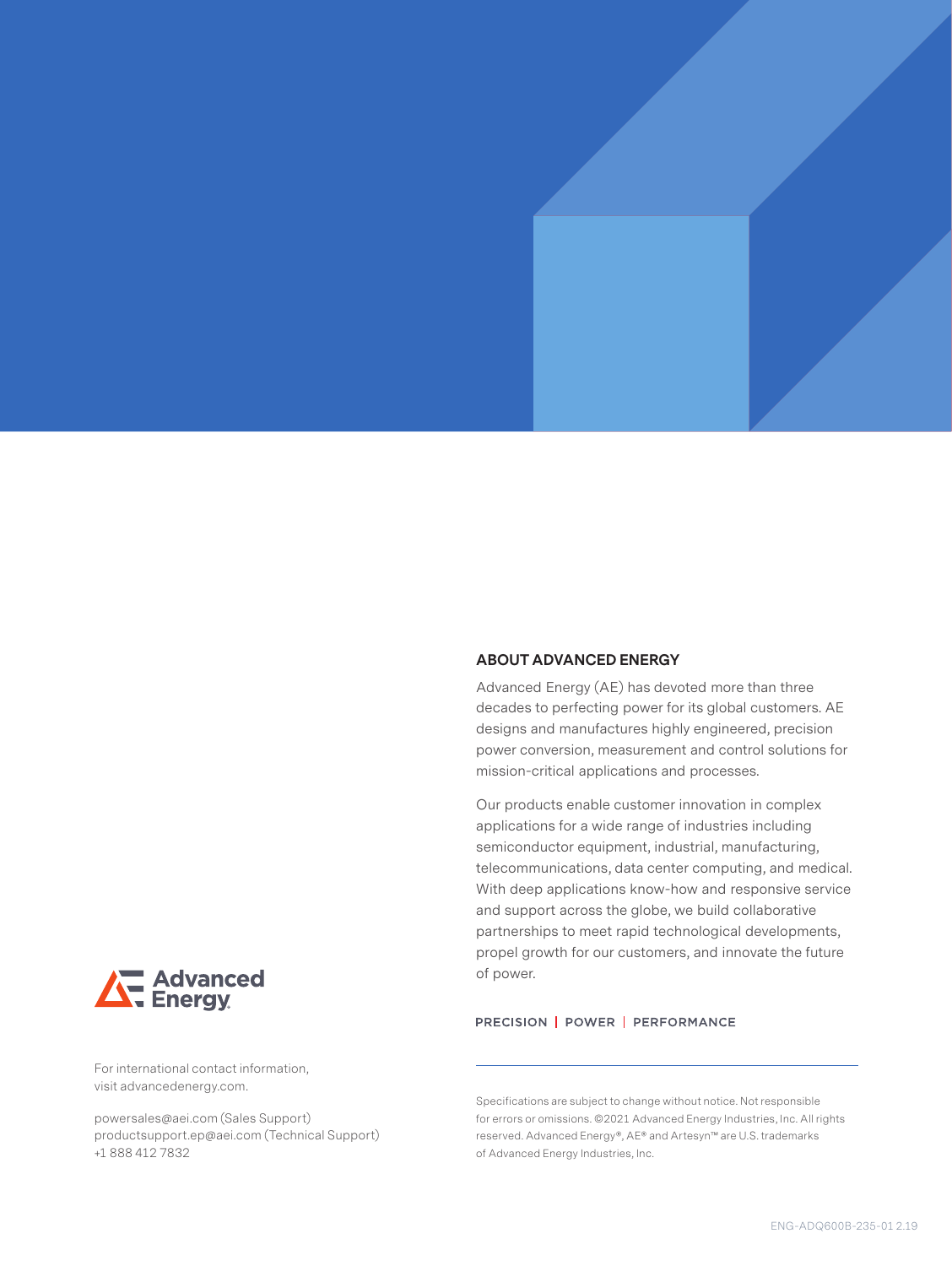## ABOUT ADVANCED ENERGY

Advanced Energy (AE) has devoted more than three decades to perfecting power for its global customers. AE designs and manufactures highly engineered, precision power conversion, measurement and control solutions for mission-critical applications and processes.

Our products enable customer innovation in complex applications for a wide range of industries including semiconductor equipment, industrial, manufacturing, telecommunications, data center computing, and medical. With deep applications know-how and responsive service and support across the globe, we build collaborative partnerships to meet rapid technological developments, propel growth for our customers, and innovate the future of power.

PRECISION | POWER | PERFORMANCE

Advanced Energy

For international contact information, visit advancedenergy.com.

powersales@aei.com (Sales Support)
productsupport.ep@aei.com (Technical Support)
+1 888 412 7832

Specifications are subject to change without notice. Not responsible for errors or omissions. ©2021 Advanced Energy Industries, Inc. All rights reserved. Advanced Energy®, AE® and Artesyn™ are U.S. trademarks of Advanced Energy Industries, Inc.

ENG-ADQ600B-235-01 2.19